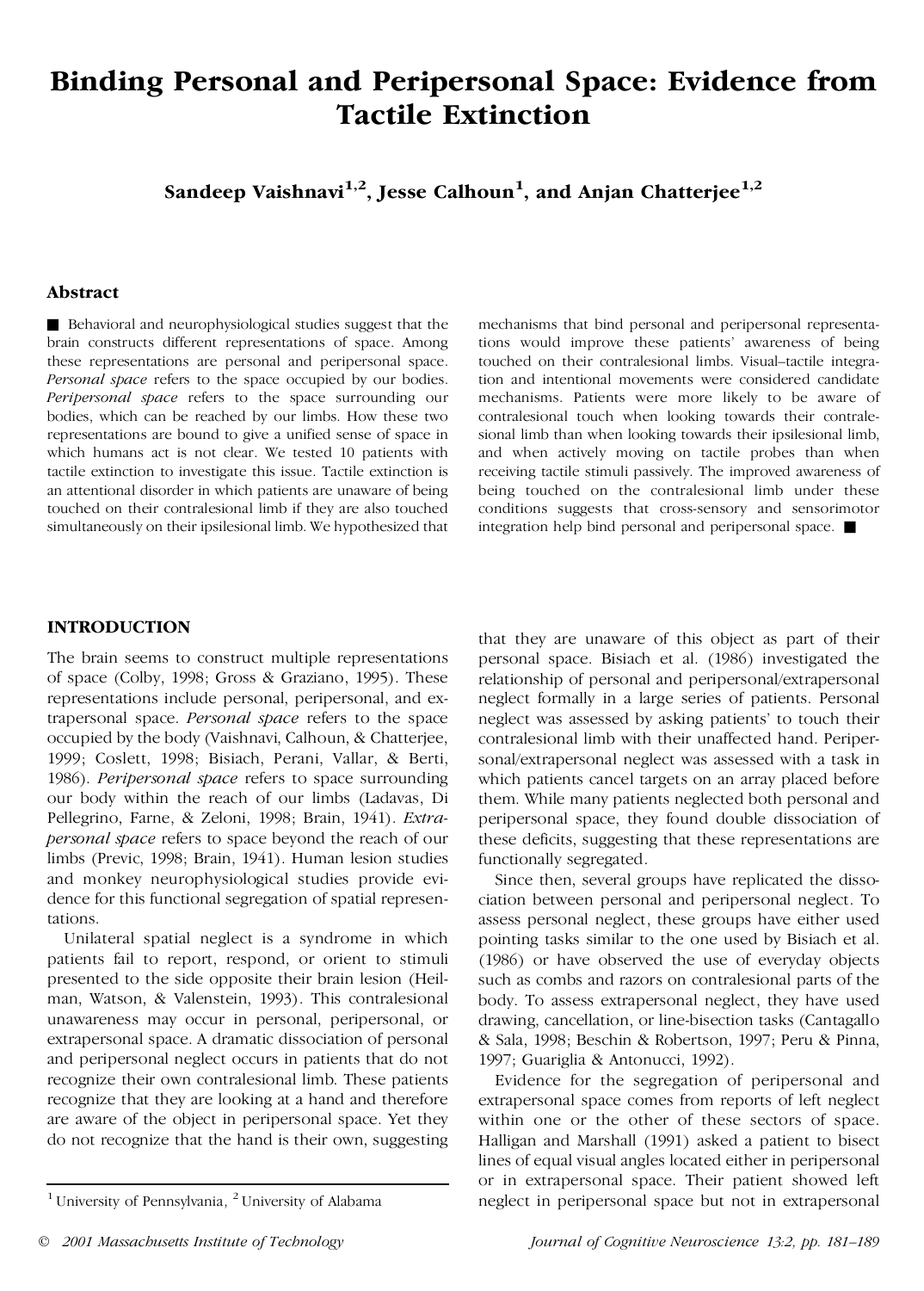# Binding Personal and Peripersonal Space: Evidence from Tactile Extinction

**Sandeep Vaishnavi[1,2], Jesse Calhoun[1], and Anjan Chatterjee[1,2]**

## Abstract

■ Behavioral and neurophysiological studies suggest that the brain constructs different representations of space. Among these representations are personal and peripersonal space. *Personal space* refers to the space occupied by our bodies. *Peripersonal space* refers to the space surrounding our bodies, which can be reached by our limbs. How these two representations are bound to give a unified sense of space in which humans act is not clear. We tested 10 patients with tactile extinction to investigate this issue. Tactile extinction is an attentional disorder in which patients are unaware of being touched on their contralesional limb if they are also touched simultaneously on their ipsilesional limb. We hypothesized that mechanisms that bind personal and peripersonal representations would improve these patients' awareness of being touched on their contralesional limbs. Visual–tactile integration and intentional movements were considered candidate mechanisms. Patients were more likely to be aware of contralesional touch when looking towards their contralesional limb than when looking towards their ipsilesional limb, and when actively moving on tactile probes than when receiving tactile stimuli passively. The improved awareness of being touched on the contralesional limb under these conditions suggests that cross-sensory and sensorimotor integration help bind personal and peripersonal space. ■

## INTRODUCTION

The brain seems to construct multiple representations of space (Colby, 1998; Gross & Graziano, 1995). These representations include personal, peripersonal, and extrapersonal space. *Personal space* refers to the space occupied by the body (Vaishnavi, Calhoun, & Chatterjee, 1999; Coslett, 1998; Bisiach, Perani, Vallar, & Berti, 1986). *Peripersonal space* refers to space surrounding our body within the reach of our limbs (Ladavas, Di Pellegrino, Farne, & Zeloni, 1998; Brain, 1941). *Extrapersonal space* refers to space beyond the reach of our limbs (Previc, 1998; Brain, 1941). Human lesion studies and monkey neurophysiological studies provide evidence for this functional segregation of spatial representations.

Unilateral spatial neglect is a syndrome in which patients fail to report, respond, or orient to stimuli presented to the side opposite their brain lesion (Heilman, Watson, & Valenstein, 1993). This contralesional unawareness may occur in personal, peripersonal, or extrapersonal space. A dramatic dissociation of personal and peripersonal neglect occurs in patients that do not recognize their own contralesional limb. These patients recognize that they are looking at a hand and therefore are aware of the object in peripersonal space. Yet they do not recognize that the hand is their own, suggesting that they are unaware of this object as part of their personal space. Bisiach et al. (1986) investigated the relationship of personal and peripersonal/extrapersonal neglect formally in a large series of patients. Personal neglect was assessed by asking patients' to touch their contralesional limb with their unaffected hand. Peripersonal/extrapersonal neglect was assessed with a task in which patients cancel targets on an array placed before them. While many patients neglected both personal and peripersonal space, they found double dissociation of these deficits, suggesting that these representations are functionally segregated.

Since then, several groups have replicated the dissociation between personal and peripersonal neglect. To assess personal neglect, these groups have either used pointing tasks similar to the one used by Bisiach et al. (1986) or have observed the use of everyday objects such as combs and razors on contralesional parts of the body. To assess extrapersonal neglect, they have used drawing, cancellation, or line-bisection tasks (Cantagallo & Sala, 1998; Beschin & Robertson, 1997; Peru & Pinna, 1997; Guariglia & Antonucci, 1992).

Evidence for the segregation of peripersonal and extrapersonal space comes from reports of left neglect within one or the other of these sectors of space. Halligan and Marshall (1991) asked a patient to bisect lines of equal visual angles located either in peripersonal or in extrapersonal space. Their patient showed left neglect in peripersonal space but not in extrapersonal

[1] University of Pennsylvania, [2] University of Alabama

© 2001 Massachusetts Institute of Technology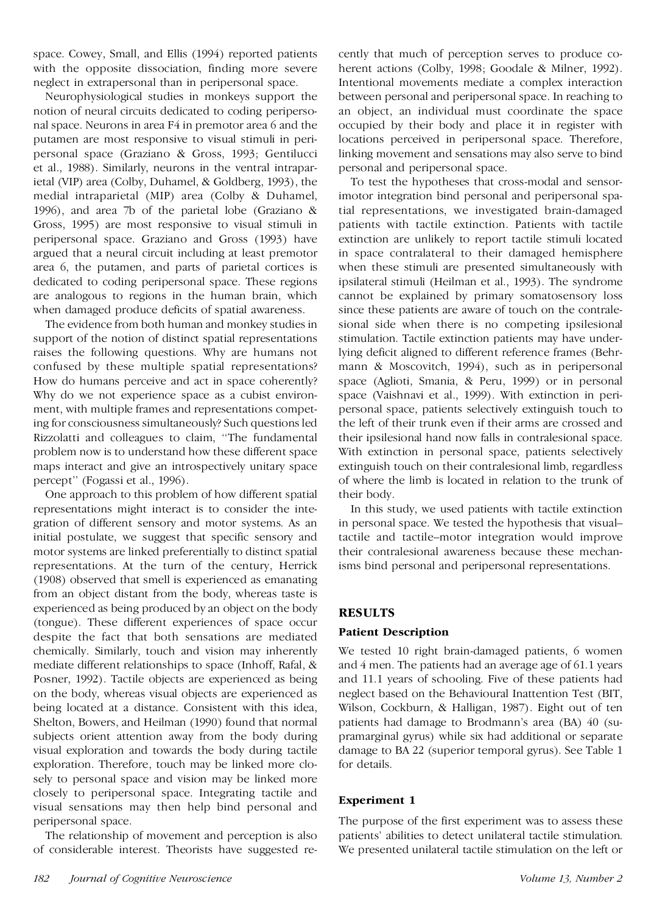space. Cowey, Small, and Ellis (1994) reported patients with the opposite dissociation, finding more severe neglect in extrapersonal than in peripersonal space.

Neurophysiological studies in monkeys support the notion of neural circuits dedicated to coding peripersonal space. Neurons in area F4 in premotor area 6 and the putamen are most responsive to visual stimuli in peripersonal space (Graziano & Gross, 1993; Gentilucci et al., 1988). Similarly, neurons in the ventral intraparietal (VIP) area (Colby, Duhamel, & Goldberg, 1993), the medial intraparietal (MIP) area (Colby & Duhamel, 1996), and area 7b of the parietal lobe (Graziano & Gross, 1995) are most responsive to visual stimuli in peripersonal space. Graziano and Gross (1993) have argued that a neural circuit including at least premotor area 6, the putamen, and parts of parietal cortices is dedicated to coding peripersonal space. These regions are analogous to regions in the human brain, which when damaged produce deficits of spatial awareness.

The evidence from both human and monkey studies in support of the notion of distinct spatial representations raises the following questions. Why are humans not confused by these multiple spatial representations? How do humans perceive and act in space coherently? Why do we not experience space as a cubist environment, with multiple frames and representations competing for consciousness simultaneously? Such questions led Rizzolatti and colleagues to claim, "The fundamental problem now is to understand how these different space maps interact and give an introspectively unitary space percept" (Fogassi et al., 1996).

One approach to this problem of how different spatial representations might interact is to consider the integration of different sensory and motor systems. As an initial postulate, we suggest that specific sensory and motor systems are linked preferentially to distinct spatial representations. At the turn of the century, Herrick (1908) observed that smell is experienced as emanating from an object distant from the body, whereas taste is experienced as being produced by an object on the body (tongue). These different experiences of space occur despite the fact that both sensations are mediated chemically. Similarly, touch and vision may inherently mediate different relationships to space (Inhoff, Rafal, & Posner, 1992). Tactile objects are experienced as being on the body, whereas visual objects are experienced as being located at a distance. Consistent with this idea, Shelton, Bowers, and Heilman (1990) found that normal subjects orient attention away from the body during visual exploration and towards the body during tactile exploration. Therefore, touch may be linked more closely to personal space and vision may be linked more closely to peripersonal space. Integrating tactile and visual sensations may then help bind personal and peripersonal space.

The relationship of movement and perception is also of considerable interest. Theorists have suggested recently that much of perception serves to produce coherent actions (Colby, 1998; Goodale & Milner, 1992). Intentional movements mediate a complex interaction between personal and peripersonal space. In reaching to an object, an individual must coordinate the space occupied by their body and place it in register with locations perceived in peripersonal space. Therefore, linking movement and sensations may also serve to bind personal and peripersonal space.

To test the hypotheses that cross-modal and sensorimotor integration bind personal and peripersonal spatial representations, we investigated brain-damaged patients with tactile extinction. Patients with tactile extinction are unlikely to report tactile stimuli located in space contralateral to their damaged hemisphere when these stimuli are presented simultaneously with ipsilateral stimuli (Heilman et al., 1993). The syndrome cannot be explained by primary somatosensory loss since these patients are aware of touch on the contralesional side when there is no competing ipsilesional stimulation. Tactile extinction patients may have underlying deficit aligned to different reference frames (Behrmann & Moscovitch, 1994), such as in peripersonal space (Aglioti, Smania, & Peru, 1999) or in personal space (Vaishnavi et al., 1999). With extinction in peripersonal space, patients selectively extinguish touch to the left of their trunk even if their arms are crossed and their ipsilesional hand now falls in contralesional space. With extinction in personal space, patients selectively extinguish touch on their contralesional limb, regardless of where the limb is located in relation to the trunk of their body.

In this study, we used patients with tactile extinction in personal space. We tested the hypothesis that visual–tactile and tactile–motor integration would improve their contralesional awareness because these mechanisms bind personal and peripersonal representations.

## RESULTS

### Patient Description

We tested 10 right brain-damaged patients, 6 women and 4 men. The patients had an average age of 61.1 years and 11.1 years of schooling. Five of these patients had neglect based on the Behavioural Inattention Test (BIT, Wilson, Cockburn, & Halligan, 1987). Eight out of ten patients had damage to Brodmann's area (BA) 40 (supramarginal gyrus) while six had additional or separate damage to BA 22 (superior temporal gyrus). See Table 1 for details.

### Experiment 1

The purpose of the first experiment was to assess these patients' abilities to detect unilateral tactile stimulation. We presented unilateral tactile stimulation on the left or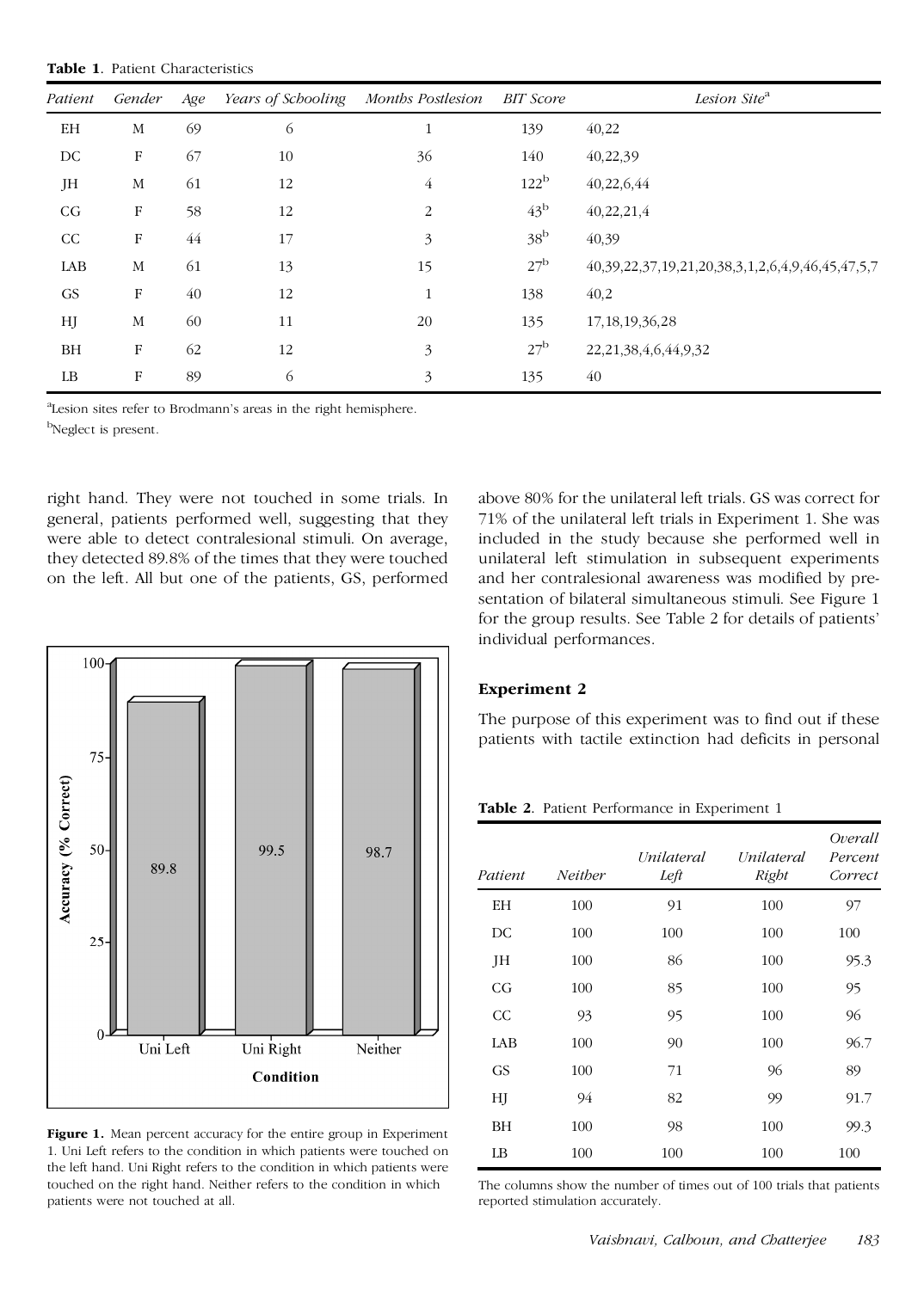**Table 1.** Patient Characteristics

| *Patient* | *Gender* | *Age* | *Years of Schooling* | *Months Postlesion* | *BIT Score* | *Lesion Site*[a] |
|---|---|---|---|---|---|---|
| EH | M | 69 | 6 | 1 | 139 | 40,22 |
| DC | F | 67 | 10 | 36 | 140 | 40,22,39 |
| JH | M | 61 | 12 | 4 | 122[b] | 40,22,6,44 |
| CG | F | 58 | 12 | 2 | 43[b] | 40,22,21,4 |
| CC | F | 44 | 17 | 3 | 38[b] | 40,39 |
| LAB | M | 61 | 13 | 15 | 27[b] | 40,39,22,37,19,21,20,38,3,1,2,6,4,9,46,45,47,5,7 |
| GS | F | 40 | 12 | 1 | 138 | 40,2 |
| HJ | M | 60 | 11 | 20 | 135 | 17,18,19,36,28 |
| BH | F | 62 | 12 | 3 | 27[b] | 22,21,38,4,6,44,9,32 |
| LB | F | 89 | 6 | 3 | 135 | 40 |

[a]Lesion sites refer to Brodmann's areas in the right hemisphere.

[b]Neglect is present.

right hand. They were not touched in some trials. In general, patients performed well, suggesting that they were able to detect contralesional stimuli. On average, they detected 89.8% of the times that they were touched on the left. All but one of the patients, GS, performed above 80% for the unilateral left trials. GS was correct for 71% of the unilateral left trials in Experiment 1. She was included in the study because she performed well in unilateral left stimulation in subsequent experiments and her contralesional awareness was modified by presentation of bilateral simultaneous stimuli. See Figure 1 for the group results. See Table 2 for details of patients' individual performances.

**Figure 1.** Mean percent accuracy for the entire group in Experiment 1. Uni Left refers to the condition in which patients were touched on the left hand. Uni Right refers to the condition in which patients were touched on the right hand. Neither refers to the condition in which patients were not touched at all.

## Experiment 2

The purpose of this experiment was to find out if these patients with tactile extinction had deficits in personal

**Table 2.** Patient Performance in Experiment 1

| *Patient* | *Neither* | *Unilateral Left* | *Unilateral Right* | *Overall Percent Correct* |
|---|---|---|---|---|
| EH | 100 | 91 | 100 | 97 |
| DC | 100 | 100 | 100 | 100 |
| JH | 100 | 86 | 100 | 95.3 |
| CG | 100 | 85 | 100 | 95 |
| CC | 93 | 95 | 100 | 96 |
| LAB | 100 | 90 | 100 | 96.7 |
| GS | 100 | 71 | 96 | 89 |
| HJ | 94 | 82 | 99 | 91.7 |
| BH | 100 | 98 | 100 | 99.3 |
| LB | 100 | 100 | 100 | 100 |

The columns show the number of times out of 100 trials that patients reported stimulation accurately.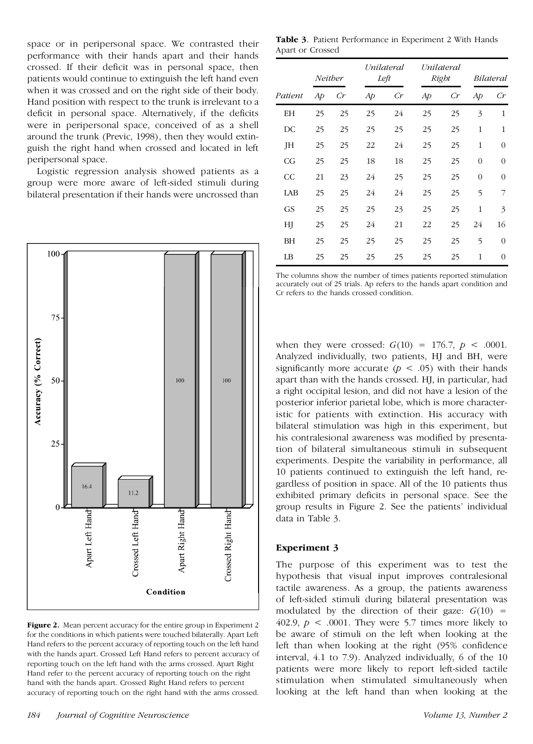space or in peripersonal space. We contrasted their performance with their hands apart and their hands crossed. If their deficit was in personal space, then patients would continue to extinguish the left hand even when it was crossed and on the right side of their body. Hand position with respect to the trunk is irrelevant to a deficit in personal space. Alternatively, if the deficits were in peripersonal space, conceived of as a shell around the trunk (Previc, 1998), then they would extinguish the right hand when crossed and located in left peripersonal space.

Logistic regression analysis showed patients as a group were more aware of left-sided stimuli during bilateral presentation if their hands were uncrossed than when they were crossed: $G(10) = 176.7$, $p < .0001$. Analyzed individually, two patients, HJ and BH, were significantly more accurate ($p < .05$) with their hands apart than with the hands crossed. HJ, in particular, had a right occipital lesion, and did not have a lesion of the posterior inferior parietal lobe, which is more characteristic for patients with extinction. His accuracy with bilateral stimulation was high in this experiment, but his contralesional awareness was modified by presentation of bilateral simultaneous stimuli in subsequent experiments. Despite the variability in performance, all 10 patients continued to extinguish the left hand, regardless of position in space. All of the 10 patients thus exhibited primary deficits in personal space. See the group results in Figure 2. See the patients' individual data in Table 3.

**Table 3**. Patient Performance in Experiment 2 With Hands Apart or Crossed

| | *Neither* | | *Unilateral Left* | | *Unilateral Right* | | *Bilateral* | |
|---|---|---|---|---|---|---|---|---|
| *Patient* | *Ap* | *Cr* | *Ap* | *Cr* | *Ap* | *Cr* | *Ap* | *Cr* |
| EH | 25 | 25 | 25 | 24 | 25 | 25 | 3 | 1 |
| DC | 25 | 25 | 25 | 25 | 25 | 25 | 1 | 1 |
| JH | 25 | 25 | 22 | 24 | 25 | 25 | 1 | 0 |
| CG | 25 | 25 | 18 | 18 | 25 | 25 | 0 | 0 |
| CC | 21 | 23 | 24 | 25 | 25 | 25 | 0 | 0 |
| LAB | 25 | 25 | 24 | 24 | 25 | 25 | 5 | 7 |
| GS | 25 | 25 | 25 | 23 | 25 | 25 | 1 | 3 |
| HJ | 25 | 25 | 24 | 21 | 22 | 25 | 24 | 16 |
| BH | 25 | 25 | 25 | 25 | 25 | 25 | 5 | 0 |
| LB | 25 | 25 | 25 | 25 | 25 | 25 | 1 | 0 |

The columns show the number of times patients reported stimulation accurately out of 25 trials. Ap refers to the hands apart condition and Cr refers to the hands crossed condition.

**Figure 2.** Mean percent accuracy for the entire group in Experiment 2 for the conditions in which patients were touched bilaterally. Apart Left Hand refers to the percent accuracy of reporting touch on the left hand with the hands apart. Crossed Left Hand refers to percent accuracy of reporting touch on the left hand with the arms crossed. Apart Right Hand refer to the percent accuracy of reporting touch on the right hand with the hands apart. Crossed Right Hand refers to percent accuracy of reporting touch on the right hand with the arms crossed.

## Experiment 3

The purpose of this experiment was to test the hypothesis that visual input improves contralesional tactile awareness. As a group, the patients awareness of left-sided stimuli during bilateral presentation was modulated by the direction of their gaze: $G(10) = 402.9$, $p < .0001$. They were 5.7 times more likely to be aware of stimuli on the left when looking at the left than when looking at the right (95% confidence interval, 4.1 to 7.9). Analyzed individually, 6 of the 10 patients were more likely to report left-sided tactile stimulation when stimulated simultaneously when looking at the left hand than when looking at the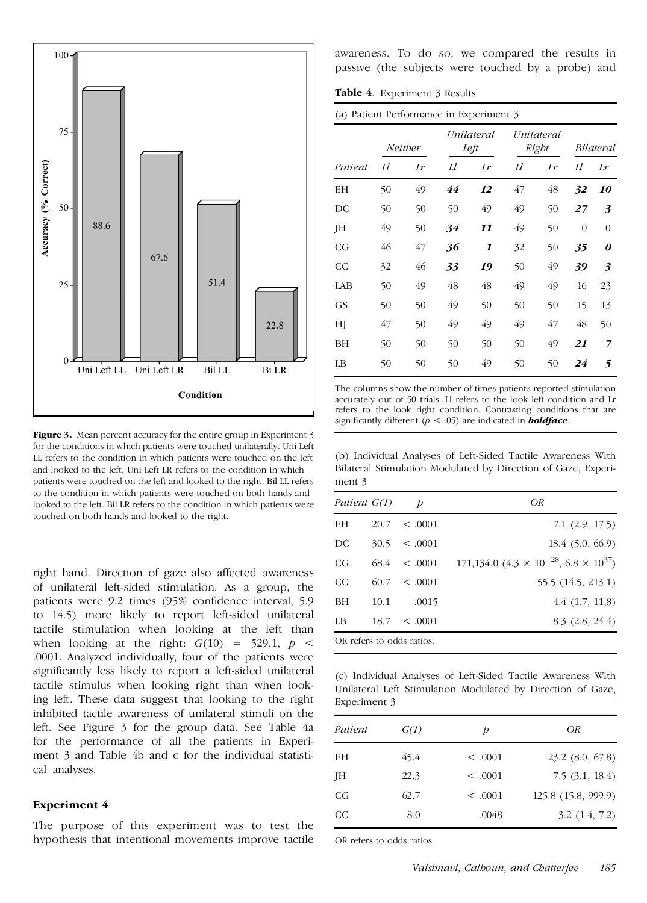Figure 3. Mean percent accuracy for the entire group in Experiment 3 for the conditions in which patients were touched unilaterally. Uni Left LL refers to the condition in which patients were touched on the left and looked to the left. Uni Left LR refers to the condition in which patients were touched on the left and looked to the right. Bil LL refers to the condition in which patients were touched on both hands and looked to the left. Bil LR refers to the condition in which patients were touched on both hands and looked to the right.

right hand. Direction of gaze also affected awareness of unilateral left-sided stimulation. As a group, the patients were 9.2 times (95% confidence interval, 5.9 to 14.5) more likely to report left-sided unilateral tactile stimulation when looking at the left than when looking at the right: $G(10) = 529.1$, $p < .0001$. Analyzed individually, four of the patients were significantly less likely to report a left-sided unilateral tactile stimulus when looking right than when looking left. These data suggest that looking to the right inhibited tactile awareness of unilateral stimuli on the left. See Figure 3 for the group data. See Table 4a for the performance of all the patients in Experiment 3 and Table 4b and c for the individual statistical analyses.

## Experiment 4

The purpose of this experiment was to test the hypothesis that intentional movements improve tactile awareness. To do so, we compared the results in passive (the subjects were touched by a probe) and

**Table 4**. Experiment 3 Results

(a) Patient Performance in Experiment 3

| | *Neither* | | *Unilateral Left* | | *Unilateral Right* | | *Bilateral* | |
|---|---|---|---|---|---|---|---|---|
| *Patient* | *Ll* | *Lr* | *Ll* | *Lr* | *Ll* | *Lr* | *Ll* | *Lr* |
| EH | 50 | 49 | ***44*** | ***12*** | 47 | 48 | ***32*** | ***10*** |
| DC | 50 | 50 | 50 | 49 | 49 | 50 | ***27*** | ***3*** |
| JH | 49 | 50 | ***34*** | ***11*** | 49 | 50 | 0 | 0 |
| CG | 46 | 47 | ***36*** | ***1*** | 32 | 50 | ***35*** | ***0*** |
| CC | 32 | 46 | ***33*** | ***19*** | 50 | 49 | ***39*** | ***3*** |
| LAB | 50 | 49 | 48 | 48 | 49 | 49 | 16 | 23 |
| GS | 50 | 50 | 49 | 50 | 50 | 50 | 15 | 13 |
| HJ | 47 | 50 | 49 | 49 | 49 | 47 | 48 | 50 |
| BH | 50 | 50 | 50 | 50 | 50 | 49 | ***21*** | ***7*** |
| LB | 50 | 50 | 50 | 49 | 50 | 50 | ***24*** | ***5*** |

The columns show the number of times patients reported stimulation accurately out of 50 trials. Ll refers to the look left condition and Lr refers to the look right condition. Contrasting conditions that are significantly different ($p < .05$) are indicated in ***boldface***.

(b) Individual Analyses of Left-Sided Tactile Awareness With Bilateral Stimulation Modulated by Direction of Gaze, Experiment 3

| *Patient* | *G(1)* | *p* | *OR* |
|---|---|---|---|
| EH | 20.7 | < .0001 | 7.1 (2.9, 17.5) |
| DC | 30.5 | < .0001 | 18.4 (5.0, 66.9) |
| CG | 68.4 | < .0001 | 171,134.0 ($4.3 \times 10^{-28}$, $6.8 \times 10^{37}$) |
| CC | 60.7 | < .0001 | 55.5 (14.5, 213.1) |
| BH | 10.1 | .0015 | 4.4 (1.7, 11,8) |
| LB | 18.7 | < .0001 | 8.3 (2.8, 24.4) |

OR refers to odds ratios.

(c) Individual Analyses of Left-Sided Tactile Awareness With Unilateral Left Stimulation Modulated by Direction of Gaze, Experiment 3

| *Patient* | *G(1)* | *p* | *OR* |
|---|---|---|---|
| EH | 45.4 | < .0001 | 23.2 (8.0, 67.8) |
| JH | 22.3 | < .0001 | 7.5 (3.1, 18.4) |
| CG | 62.7 | < .0001 | 125.8 (15.8, 999.9) |
| CC | 8.0 | .0048 | 3.2 (1.4, 7.2) |

OR refers to odds ratios.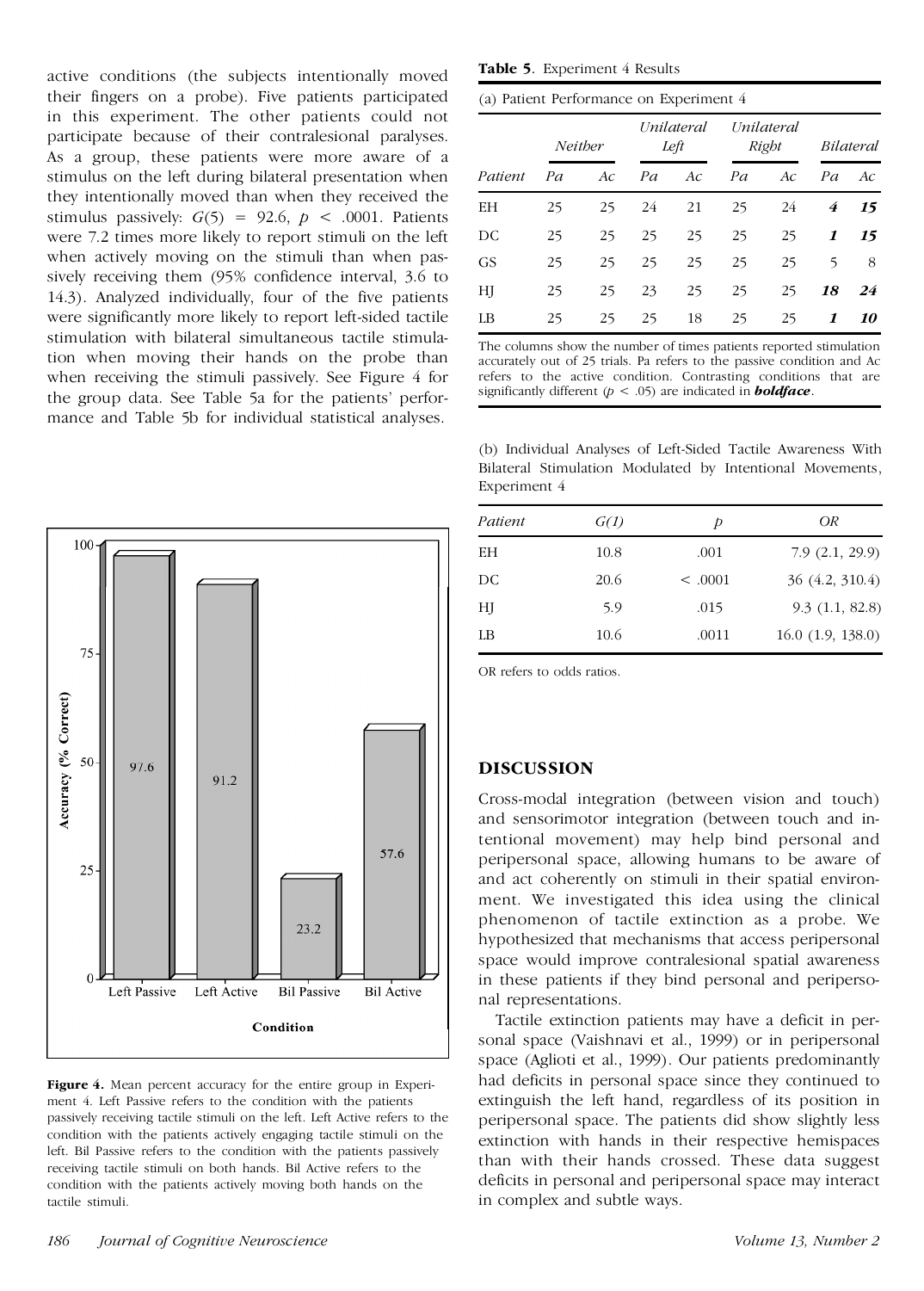active conditions (the subjects intentionally moved their fingers on a probe). Five patients participated in this experiment. The other patients could not participate because of their contralesional paralyses. As a group, these patients were more aware of a stimulus on the left during bilateral presentation when they intentionally moved than when they received the stimulus passively: $G(5) = 92.6$, $p < .0001$. Patients were 7.2 times more likely to report stimuli on the left when actively moving on the stimuli than when passively receiving them (95% confidence interval, 3.6 to 14.3). Analyzed individually, four of the five patients were significantly more likely to report left-sided tactile stimulation with bilateral simultaneous tactile stimulation when moving their hands on the probe than when receiving the stimuli passively. See Figure 4 for the group data. See Table 5a for the patients' performance and Table 5b for individual statistical analyses.

**Figure 4.** Mean percent accuracy for the entire group in Experiment 4. Left Passive refers to the condition with the patients passively receiving tactile stimuli on the left. Left Active refers to the condition with the patients actively engaging tactile stimuli on the left. Bil Passive refers to the condition with the patients passively receiving tactile stimuli on both hands. Bil Active refers to the condition with the patients actively moving both hands on the tactile stimuli.

**Table 5.** Experiment 4 Results

(a) Patient Performance on Experiment 4

| | *Neither* | | *Unilateral Left* | | *Unilateral Right* | | *Bilateral* | |
|---|---|---|---|---|---|---|---|---|
| *Patient* | *Pa* | *Ac* | *Pa* | *Ac* | *Pa* | *Ac* | *Pa* | *Ac* |
| EH | 25 | 25 | 24 | 21 | 25 | 24 | ***4*** | ***15*** |
| DC | 25 | 25 | 25 | 25 | 25 | 25 | ***1*** | ***15*** |
| GS | 25 | 25 | 25 | 25 | 25 | 25 | 5 | 8 |
| HJ | 25 | 25 | 23 | 25 | 25 | 25 | ***18*** | ***24*** |
| LB | 25 | 25 | 25 | 18 | 25 | 25 | ***1*** | ***10*** |

The columns show the number of times patients reported stimulation accurately out of 25 trials. Pa refers to the passive condition and Ac refers to the active condition. Contrasting conditions that are significantly different ($p < .05$) are indicated in ***boldface***.

(b) Individual Analyses of Left-Sided Tactile Awareness With Bilateral Stimulation Modulated by Intentional Movements, Experiment 4

| *Patient* | *G(1)* | *p* | *OR* |
|---|---|---|---|
| EH | 10.8 | .001 | 7.9 (2.1, 29.9) |
| DC | 20.6 | < .0001 | 36 (4.2, 310.4) |
| HJ | 5.9 | .015 | 9.3 (1.1, 82.8) |
| LB | 10.6 | .0011 | 16.0 (1.9, 138.0) |

OR refers to odds ratios.

## DISCUSSION

Cross-modal integration (between vision and touch) and sensorimotor integration (between touch and intentional movement) may help bind personal and peripersonal space, allowing humans to be aware of and act coherently on stimuli in their spatial environment. We investigated this idea using the clinical phenomenon of tactile extinction as a probe. We hypothesized that mechanisms that access peripersonal space would improve contralesional spatial awareness in these patients if they bind personal and peripersonal representations.

Tactile extinction patients may have a deficit in personal space (Vaishnavi et al., 1999) or in peripersonal space (Aglioti et al., 1999). Our patients predominantly had deficits in personal space since they continued to extinguish the left hand, regardless of its position in peripersonal space. The patients did show slightly less extinction with hands in their respective hemispaces than with their hands crossed. These data suggest deficits in personal and peripersonal space may interact in complex and subtle ways.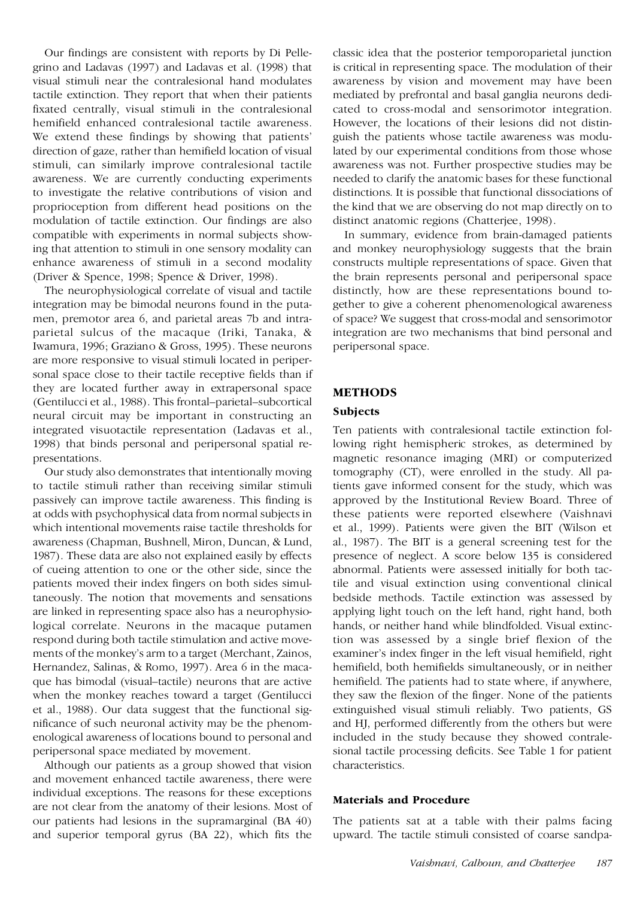Our findings are consistent with reports by Di Pellegrino and Ladavas (1997) and Ladavas et al. (1998) that visual stimuli near the contralesional hand modulates tactile extinction. They report that when their patients fixated centrally, visual stimuli in the contralesional hemifield enhanced contralesional tactile awareness. We extend these findings by showing that patients' direction of gaze, rather than hemifield location of visual stimuli, can similarly improve contralesional tactile awareness. We are currently conducting experiments to investigate the relative contributions of vision and proprioception from different head positions on the modulation of tactile extinction. Our findings are also compatible with experiments in normal subjects showing that attention to stimuli in one sensory modality can enhance awareness of stimuli in a second modality (Driver & Spence, 1998; Spence & Driver, 1998).

The neurophysiological correlate of visual and tactile integration may be bimodal neurons found in the putamen, premotor area 6, and parietal areas 7b and intraparietal sulcus of the macaque (Iriki, Tanaka, & Iwamura, 1996; Graziano & Gross, 1995). These neurons are more responsive to visual stimuli located in peripersonal space close to their tactile receptive fields than if they are located further away in extrapersonal space (Gentilucci et al., 1988). This frontal–parietal–subcortical neural circuit may be important in constructing an integrated visuotactile representation (Ladavas et al., 1998) that binds personal and peripersonal spatial representations.

Our study also demonstrates that intentionally moving to tactile stimuli rather than receiving similar stimuli passively can improve tactile awareness. This finding is at odds with psychophysical data from normal subjects in which intentional movements raise tactile thresholds for awareness (Chapman, Bushnell, Miron, Duncan, & Lund, 1987). These data are also not explained easily by effects of cueing attention to one or the other side, since the patients moved their index fingers on both sides simultaneously. The notion that movements and sensations are linked in representing space also has a neurophysiological correlate. Neurons in the macaque putamen respond during both tactile stimulation and active movements of the monkey's arm to a target (Merchant, Zainos, Hernandez, Salinas, & Romo, 1997). Area 6 in the macaque has bimodal (visual–tactile) neurons that are active when the monkey reaches toward a target (Gentilucci et al., 1988). Our data suggest that the functional significance of such neuronal activity may be the phenomenological awareness of locations bound to personal and peripersonal space mediated by movement.

Although our patients as a group showed that vision and movement enhanced tactile awareness, there were individual exceptions. The reasons for these exceptions are not clear from the anatomy of their lesions. Most of our patients had lesions in the supramarginal (BA 40) and superior temporal gyrus (BA 22), which fits the classic idea that the posterior temporoparietal junction is critical in representing space. The modulation of their awareness by vision and movement may have been mediated by prefrontal and basal ganglia neurons dedicated to cross-modal and sensorimotor integration. However, the locations of their lesions did not distinguish the patients whose tactile awareness was modulated by our experimental conditions from those whose awareness was not. Further prospective studies may be needed to clarify the anatomic bases for these functional distinctions. It is possible that functional dissociations of the kind that we are observing do not map directly on to distinct anatomic regions (Chatterjee, 1998).

In summary, evidence from brain-damaged patients and monkey neurophysiology suggests that the brain constructs multiple representations of space. Given that the brain represents personal and peripersonal space distinctly, how are these representations bound together to give a coherent phenomenological awareness of space? We suggest that cross-modal and sensorimotor integration are two mechanisms that bind personal and peripersonal space.

## METHODS

### Subjects

Ten patients with contralesional tactile extinction following right hemispheric strokes, as determined by magnetic resonance imaging (MRI) or computerized tomography (CT), were enrolled in the study. All patients gave informed consent for the study, which was approved by the Institutional Review Board. Three of these patients were reported elsewhere (Vaishnavi et al., 1999). Patients were given the BIT (Wilson et al., 1987). The BIT is a general screening test for the presence of neglect. A score below 135 is considered abnormal. Patients were assessed initially for both tactile and visual extinction using conventional clinical bedside methods. Tactile extinction was assessed by applying light touch on the left hand, right hand, both hands, or neither hand while blindfolded. Visual extinction was assessed by a single brief flexion of the examiner's index finger in the left visual hemifield, right hemifield, both hemifields simultaneously, or in neither hemifield. The patients had to state where, if anywhere, they saw the flexion of the finger. None of the patients extinguished visual stimuli reliably. Two patients, GS and HJ, performed differently from the others but were included in the study because they showed contralesional tactile processing deficits. See Table 1 for patient characteristics.

### Materials and Procedure

The patients sat at a table with their palms facing upward. The tactile stimuli consisted of coarse sandpa-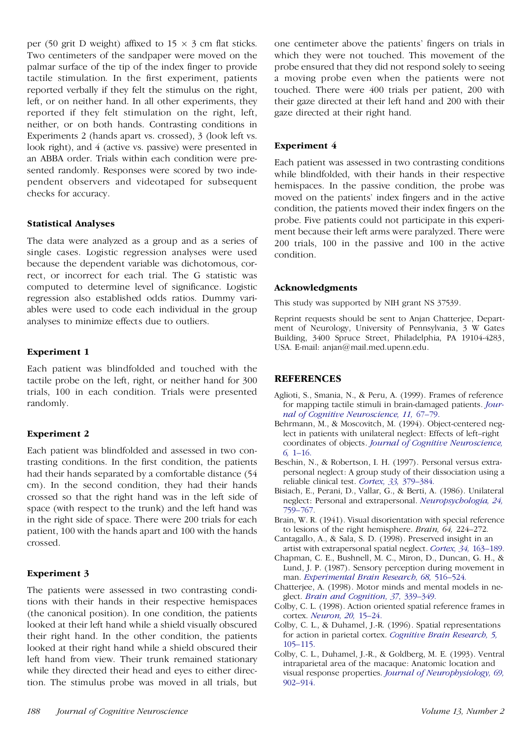per (50 grit D weight) affixed to 15 × 3 cm flat sticks. Two centimeters of the sandpaper were moved on the palmar surface of the tip of the index finger to provide tactile stimulation. In the first experiment, patients reported verbally if they felt the stimulus on the right, left, or on neither hand. In all other experiments, they reported if they felt stimulation on the right, left, neither, or on both hands. Contrasting conditions in Experiments 2 (hands apart vs. crossed), 3 (look left vs. look right), and 4 (active vs. passive) were presented in an ABBA order. Trials within each condition were presented randomly. Responses were scored by two independent observers and videotaped for subsequent checks for accuracy.

### Statistical Analyses

The data were analyzed as a group and as a series of single cases. Logistic regression analyses were used because the dependent variable was dichotomous, correct, or incorrect for each trial. The G statistic was computed to determine level of significance. Logistic regression also established odds ratios. Dummy variables were used to code each individual in the group analyses to minimize effects due to outliers.

### Experiment 1

Each patient was blindfolded and touched with the tactile probe on the left, right, or neither hand for 300 trials, 100 in each condition. Trials were presented randomly.

### Experiment 2

Each patient was blindfolded and assessed in two contrasting conditions. In the first condition, the patients had their hands separated by a comfortable distance (54 cm). In the second condition, they had their hands crossed so that the right hand was in the left side of space (with respect to the trunk) and the left hand was in the right side of space. There were 200 trials for each patient, 100 with the hands apart and 100 with the hands crossed.

### Experiment 3

The patients were assessed in two contrasting conditions with their hands in their respective hemispaces (the canonical position). In one condition, the patients looked at their left hand while a shield visually obscured their right hand. In the other condition, the patients looked at their right hand while a shield obscured their left hand from view. Their trunk remained stationary while they directed their head and eyes to either direction. The stimulus probe was moved in all trials, but one centimeter above the patients' fingers on trials in which they were not touched. This movement of the probe ensured that they did not respond solely to seeing a moving probe even when the patients were not touched. There were 400 trials per patient, 200 with their gaze directed at their left hand and 200 with their gaze directed at their right hand.

### Experiment 4

Each patient was assessed in two contrasting conditions while blindfolded, with their hands in their respective hemispaces. In the passive condition, the probe was moved on the patients' index fingers and in the active condition, the patients moved their index fingers on the probe. Five patients could not participate in this experiment because their left arms were paralyzed. There were 200 trials, 100 in the passive and 100 in the active condition.

### Acknowledgments

This study was supported by NIH grant NS 37539.

Reprint requests should be sent to Anjan Chatterjee, Department of Neurology, University of Pennsylvania, 3 W Gates Building, 3400 Spruce Street, Philadelphia, PA 19104-4283, USA. E-mail: anjan@mail.med.upenn.edu.

## REFERENCES

Aglioti, S., Smania, N., & Peru, A. (1999). Frames of reference for mapping tactile stimuli in brain-damaged patients. *Journal of Cognitive Neuroscience, 11,* 67–79.

Behrmann, M., & Moscovitch, M. (1994). Object-centered neglect in patients with unilateral neglect: Effects of left–right coordinates of objects. *Journal of Cognitive Neuroscience, 6,* 1–16.

Beschin, N., & Robertson, I. H. (1997). Personal versus extrapersonal neglect: A group study of their dissociation using a reliable clinical test. *Cortex, 33,* 379–384.

Bisiach, E., Perani, D., Vallar, G., & Berti, A. (1986). Unilateral neglect: Personal and extrapersonal. *Neuropsychologia, 24,* 759–767.

Brain, W. R. (1941). Visual disorientation with special reference to lesions of the right hemisphere. *Brain, 64,* 224–272.

Cantagallo, A., & Sala, S. D. (1998). Preserved insight in an artist with extrapersonal spatial neglect. *Cortex, 34,* 163–189.

Chapman, C. E., Bushnell, M. C., Miron, D., Duncan, G. H., & Lund, J. P. (1987). Sensory perception during movement in man. *Experimental Brain Research, 68,* 516–524.

Chatterjee, A. (1998). Motor minds and mental models in neglect. *Brain and Cognition, 37,* 339–349.

Colby, C. L. (1998). Action oriented spatial reference frames in cortex. *Neuron, 20,* 15–24.

Colby, C. L., & Duhamel, J.-R. (1996). Spatial representations for action in parietal cortex. *Cognitive Brain Research, 5,* 105–115.

Colby, C. L., Duhamel, J.-R., & Goldberg, M. E. (1993). Ventral intraparietal area of the macaque: Anatomic location and visual response properties. *Journal of Neurophysiology, 69,* 902–914.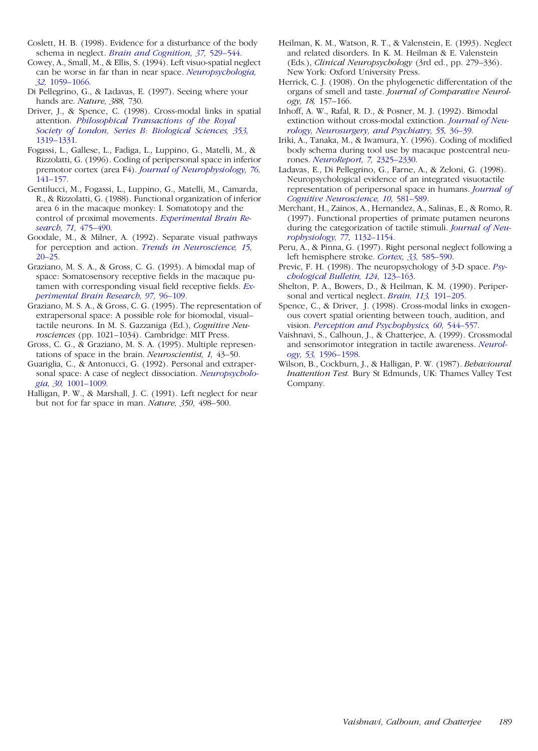Coslett, H. B. (1998). Evidence for a disturbance of the body schema in neglect. *Brain and Cognition, 37,* 529–544.

Cowey, A., Small, M., & Ellis, S. (1994). Left visuo-spatial neglect can be worse in far than in near space. *Neuropsychologia, 32,* 1059–1066.

Di Pellegrino, G., & Ladavas, E. (1997). Seeing where your hands are. *Nature, 388,* 730.

Driver, J., & Spence, C. (1998). Cross-modal links in spatial attention. *Philosophical Transactions of the Royal Society of London, Series B: Biological Sciences, 353,* 1319–1331.

Fogassi, L., Gallese, L., Fadiga, L., Luppino, G., Matelli, M., & Rizzolatti, G. (1996). Coding of peripersonal space in inferior premotor cortex (area F4). *Journal of Neurophysiology, 76,* 141–157.

Gentilucci, M., Fogassi, L., Luppino, G., Matelli, M., Camarda, R., & Rizzolatti, G. (1988). Functional organization of inferior area 6 in the macaque monkey: I. Somatotopy and the control of proximal movements. *Experimental Brain Research, 71,* 475–490.

Goodale, M., & Milner, A. (1992). Separate visual pathways for perception and action. *Trends in Neuroscience, 15,* 20–25.

Graziano, M. S. A., & Gross, C. G. (1993). A bimodal map of space: Somatosensory receptive fields in the macaque putamen with corresponding visual field receptive fields. *Experimental Brain Research, 97,* 96–109.

Graziano, M. S. A., & Gross, C. G. (1995). The representation of extrapersonal space: A possible role for biomodal, visual–tactile neurons. In M. S. Gazzaniga (Ed.), *Cognitive Neurosciences* (pp. 1021–1034). Cambridge: MIT Press.

Gross, C. G., & Graziano, M. S. A. (1995). Multiple representations of space in the brain. *Neuroscientist, 1,* 43–50.

Guariglia, C., & Antonucci, G. (1992). Personal and extrapersonal space: A case of neglect dissociation. *Neuropsychologia, 30,* 1001–1009.

Halligan, P. W., & Marshall, J. C. (1991). Left neglect for near but not for far space in man. *Nature, 350,* 498–500.

Heilman, K. M., Watson, R. T., & Valenstein, E. (1993). Neglect and related disorders. In K. M. Heilman & E. Valenstein (Eds.), *Clinical Neuropsychology* (3rd ed., pp. 279–336). New York: Oxford University Press.

Herrick, C. J. (1908). On the phylogenetic differentation of the organs of smell and taste. *Journal of Comparative Neurology, 18,* 157–166.

Inhoff, A. W., Rafal, R. D., & Posner, M. J. (1992). Bimodal extinction without cross-modal extinction. *Journal of Neurology, Neurosurgery, and Psychiatry, 55,* 36–39.

Iriki, A., Tanaka, M., & Iwamura, Y. (1996). Coding of modified body schema during tool use by macaque postcentral neurones. *NeuroReport, 7,* 2325–2330.

Ladavas, E., Di Pellegrino, G., Farne, A., & Zeloni, G. (1998). Neuropsychological evidence of an integrated visuotactile representation of peripersonal space in humans. *Journal of Cognitive Neuroscience, 10,* 581–589.

Merchant, H., Zainos, A., Hernandez, A., Salinas, E., & Romo, R. (1997). Functional properties of primate putamen neurons during the categorization of tactile stimuli. *Journal of Neurophysiology, 77,* 1132–1154.

Peru, A., & Pinna, G. (1997). Right personal neglect following a left hemisphere stroke. *Cortex, 33,* 585–590.

Previc, F. H. (1998). The neuropsychology of 3-D space. *Psychological Bulletin, 124,* 123–163.

Shelton, P. A., Bowers, D., & Heilman, K. M. (1990). Peripersonal and vertical neglect. *Brain, 113,* 191–205.

Spence, C., & Driver, J. (1998). Cross-modal links in exogenous covert spatial orienting between touch, audition, and vision. *Perception and Psychophysics, 60,* 544–557.

Vaishnavi, S., Calhoun, J., & Chatterjee, A. (1999). Crossmodal and sensorimotor integration in tactile awareness. *Neurology, 53,* 1596–1598.

Wilson, B., Cockburn, J., & Halligan, P. W. (1987). *Behavioural Inattention Test.* Bury St Edmunds, UK: Thames Valley Test Company.